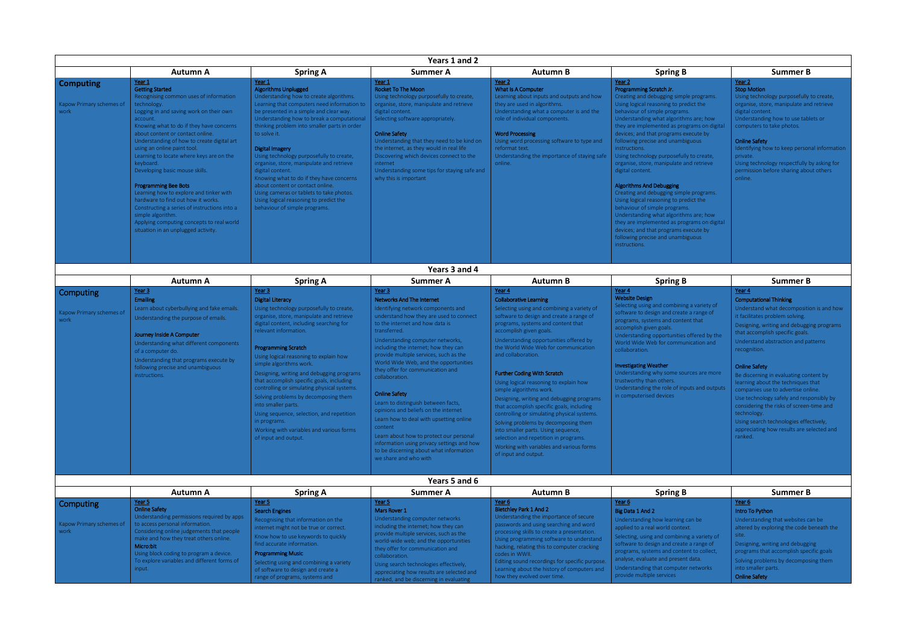| Years 1 and 2 | | | | | | |
|---|---|---|---|---|---|---|
| | **Autumn A** | **Spring A** | **Summer A** | **Autumn B** | **Spring B** | **Summer B** |
| **Computing**<br><br>Kapow Primary schemes of work | Year 1<br>Getting Started<br>Recognising common uses of information technology.<br>Logging in and saving work on their own account.<br>Knowing what to do if they have concerns about content or contact online.<br>Understanding of how to create digital art using an online paint tool.<br>Learning to locate where keys are on the keyboard.<br>Developing basic mouse skills.<br><br>Programming Bee Bots<br>Learning how to explore and tinker with hardware to find out how it works.<br>Constructing a series of instructions into a simple algorithm.<br>Applying computing concepts to real world situation in an unplugged activity. | Year 1<br>Algorithms Unplugged<br>Understanding how to create algorithms.<br>Learning that computers need information to be presented in a simple and clear way.<br>Understanding how to break a computational thinking problem into smaller parts in order to solve it.<br><br>Digital Imagery<br>Using technology purposefully to create, organise, store, manipulate and retrieve digital content.<br>Knowing what to do if they have concerns about content or contact online.<br>Using cameras or tablets to take photos.<br>Using logical reasoning to predict the behaviour of simple programs. | Year 1<br>Rocket To The Moon<br>Using technology purposefully to create, organise, store, manipulate and retrieve digital content.<br>Selecting software appropriately.<br><br>Online Safety<br>Understanding that they need to be kind on the internet, as they would in real life<br>Discovering which devices connect to the internet<br>Understanding some tips for staying safe and why this is important | Year 2<br>What Is A Computer<br>Learning about inputs and outputs and how they are used in algorithms.<br>Understanding what a computer is and the role of individual components.<br><br>Word Processing<br>Using word processing software to type and reformat text.<br>Understanding the importance of staying safe online. | Year 2<br>Programming Scratch Jr.<br>Creating and debugging simple programs.<br>Using logical reasoning to predict the behaviour of simple programs.<br>Understanding what algorithms are; how they are implemented as programs on digital devices; and that programs execute by following precise and unambiguous instructions.<br>Using technology purposefully to create, organise, store, manipulate and retrieve digital content.<br><br>Algorithms And Debugging<br>Creating and debugging simple programs.<br>Using logical reasoning to predict the behaviour of simple programs.<br>Understanding what algorithms are; how they are implemented as programs on digital devices; and that programs execute by following precise and unambiguous instructions. | Year 2<br>Stop Motion<br>Using technology purposefully to create, organise, store, manipulate and retrieve digital content.<br>Understanding how to use tablets or computers to take photos.<br><br>Online Safety<br>Identifying how to keep personal information private.<br>Using technology respectfully by asking for permission before sharing about others online. |

| Years 3 and 4 | | | | | | |
|---|---|---|---|---|---|---|
| | **Autumn A** | **Spring A** | **Summer A** | **Autumn B** | **Spring B** | **Summer B** |
| **Computing**<br><br>Kapow Primary schemes of work | Year 3<br>Emailing<br>Learn about cyberbullying and fake emails.<br>Understanding the purpose of emails.<br><br>Journey Inside A Computer<br>Understanding what different components of a computer do.<br>Understanding that programs execute by following precise and unambiguous instructions. | Year 3<br>Digital Literacy<br>Using technology purposefully to create, organise, store, manipulate and retrieve digital content, including searching for relevant information.<br><br>Programming Scratch<br>Using logical reasoning to explain how simple algorithms work.<br>Designing, writing and debugging programs that accomplish specific goals, including controlling or simulating physical systems.<br>Solving problems by decomposing them into smaller parts.<br>Using sequence, selection, and repetition in programs.<br>Working with variables and various forms of input and output. | Year 3<br>Networks And The Internet<br>Identifying network components and understand how they are used to connect to the internet and how data is transferred.<br>Understanding computer networks, including the internet; how they can provide multiple services, such as the World Wide Web, and the opportunities they offer for communication and collaboration.<br><br>Online Safety<br>Learn to distinguish between facts, opinions and beliefs on the internet<br>Learn how to deal with upsetting online content<br>Learn about how to protect our personal information using privacy settings and how to be discerning about what information we share and who with | Year 4<br>Collaborative Learning<br>Selecting using and combining a variety of software to design and create a range of programs, systems and content that accomplish given goals.<br>Understanding opportunities offered by the World Wide Web for communication and collaboration.<br><br>Further Coding With Scratch<br>Using logical reasoning to explain how simple algorithms work.<br>Designing, writing and debugging programs that accomplish specific goals, including controlling or simulating physical systems.<br>Solving problems by decomposing them into smaller parts. Using sequence, selection and repetition in programs.<br>Working with variables and various forms of input and output. | Year 4<br>Website Design<br>Selecting using and combining a variety of software to design and create a range of programs, systems and content that accomplish given goals.<br>Understanding opportunities offered by the World Wide Web for communication and collaboration.<br><br>Investigating Weather<br>Understanding why some sources are more trustworthy than others.<br>Understanding the role of inputs and outputs in computerised devices | Year 4<br>Computational Thinking<br>Understand what decomposition is and how it facilitates problem solving.<br>Designing, writing and debugging programs that accomplish specific goals.<br>Understand abstraction and patterns recognition.<br><br>Online Safety<br>Be discerning in evaluating content by learning about the techniques that companies use to advertise online.<br>Use technology safely and responsibly by considering the risks of screen-time and technology.<br>Using search technologies effectively, appreciating how results are selected and ranked. |

| Years 5 and 6 | | | | | | |
|---|---|---|---|---|---|---|
| | **Autumn A** | **Spring A** | **Summer A** | **Autumn B** | **Spring B** | **Summer B** |
| **Computing**<br><br>Kapow Primary schemes of work | Year 5<br>Online Safety<br>Understanding permissions required by apps to access personal information.<br>Considering online judgements that people make and how they treat others online.<br>Micro:bit<br>Using block coding to program a device.<br>To explore variables and different forms of input. | Year 5<br>Search Engines<br>Recognising that information on the internet might not be true or correct.<br>Know how to use keywords to quickly find accurate information.<br>Programming Music<br>Selecting using and combining a variety of software to design and create a range of programs, systems and | Year 5<br>Mars Rover 1<br>Understanding computer networks including the internet; how they can provide multiple services, such as the world-wide web; and the opportunities they offer for communication and collaboration.<br>Using search technologies effectively, appreciating how results are selected and ranked, and be discerning in evaluating | Year 6<br>Bletchley Park 1 And 2<br>Understanding the importance of secure passwords and using searching and word processing skills to create a presentation.<br>Using programming software to understand hacking, relating this to computer cracking codes in WWII.<br>Editing sound recordings for specific purpose.<br>Learning about the history of computers and how they evolved over time. | Year 6<br>Big Data 1 And 2<br>Understanding how learning can be applied to a real world context.<br>Selecting, using and combining a variety of software to design and create a range of programs, systems and content to collect, analyse, evaluate and present data.<br>Understanding that computer networks provide multiple services | Year 6<br>Intro To Python<br>Understanding that websites can be altered by exploring the code beneath the site.<br>Designing, writing and debugging programs that accomplish specific goals<br>Solving problems by decomposing them into smaller parts.<br>Online Safety |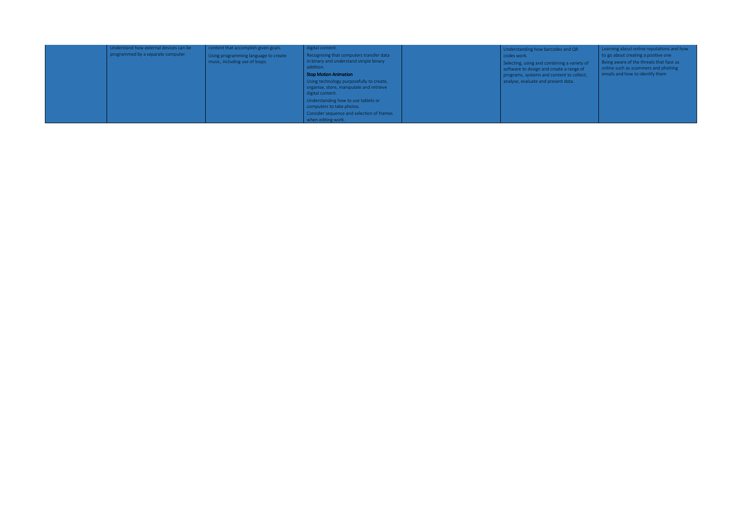| | | | | | | |
|---|---|---|---|---|---|---|
| | Understand how external devices can be programmed by a separate computer. | content that accomplish given goals.<br>Using programming language to create music, including use of loops. | digital content.<br>Recognising that computers transfer data in binary and understand simple binary addition.<br>**Stop Motion Animation**<br>Using technology purposefully to create, organise, store, manipulate and retrieve digital content.<br>Understanding how to use tablets or computers to take photos.<br>Consider sequence and selection of frames when editing work. | | Understanding how barcodes and QR codes work.<br>Selecting, using and combining a variety of software to design and create a range of programs, systems and content to collect, analyse, evaluate and present data. | Learning about online reputations and how to go about creating a positive one<br>Being aware of the threats that face us online such as scammers and phishing emails and how to identify them |